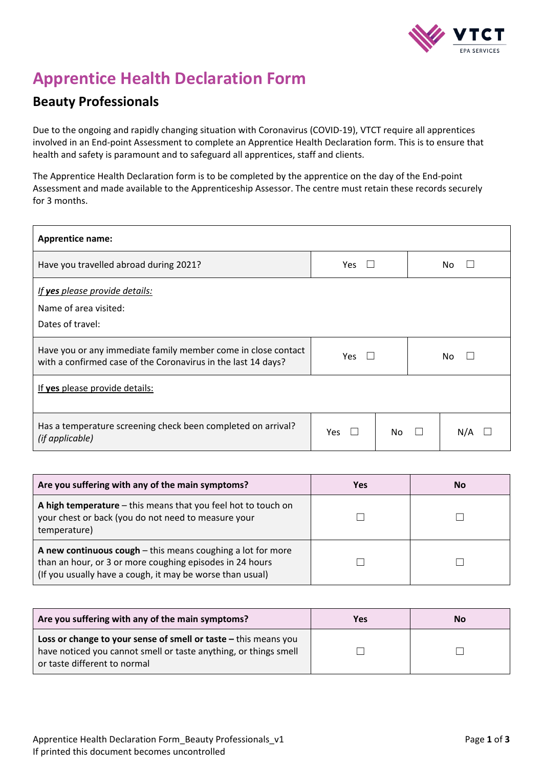# Apprentice Health Declaration Form

## Beauty Professionals

Due to the ongoing and rapidly changing situation with Coronavirus (COVID-19), VTCT require all apprentices involved in an End-point Assessment to complete an Apprentice Health Declaration form. This is to ensure that health and safety is paramount and to safeguard all apprentices, staff and clients.

The Apprentice Health Declaration form is to be completed by the apprentice on the day of the End-point Assessment and made available to the Apprenticeship Assessor. The centre must retain these records securely for 3 months.

| | | | |
|---|---|---|---|
| **Apprentice name:** | | | |
| Have you travelled abroad during 2021? | Yes ☐ | No ☐ | |
| *If **yes** please provide details:*<br>Name of area visited:<br>Dates of travel: | | | |
| Have you or any immediate family member come in close contact with a confirmed case of the Coronavirus in the last 14 days? | Yes ☐ | No ☐ | |
| If **yes** please provide details: | | | |
| Has a temperature screening check been completed on arrival? *(if applicable)* | Yes ☐ | No ☐ | N/A ☐ |

| Are you suffering with any of the main symptoms? | Yes | No |
|---|---|---|
| **A high temperature** – this means that you feel hot to touch on your chest or back (you do not need to measure your temperature) | ☐ | ☐ |
| **A new continuous cough** – this means coughing a lot for more than an hour, or 3 or more coughing episodes in 24 hours (If you usually have a cough, it may be worse than usual) | ☐ | ☐ |

| Are you suffering with any of the main symptoms? | Yes | No |
|---|---|---|
| **Loss or change to your sense of smell or taste –** this means you have noticed you cannot smell or taste anything, or things smell or taste different to normal | ☐ | ☐ |

Apprentice Health Declaration Form_Beauty Professionals_v1
If printed this document becomes uncontrolled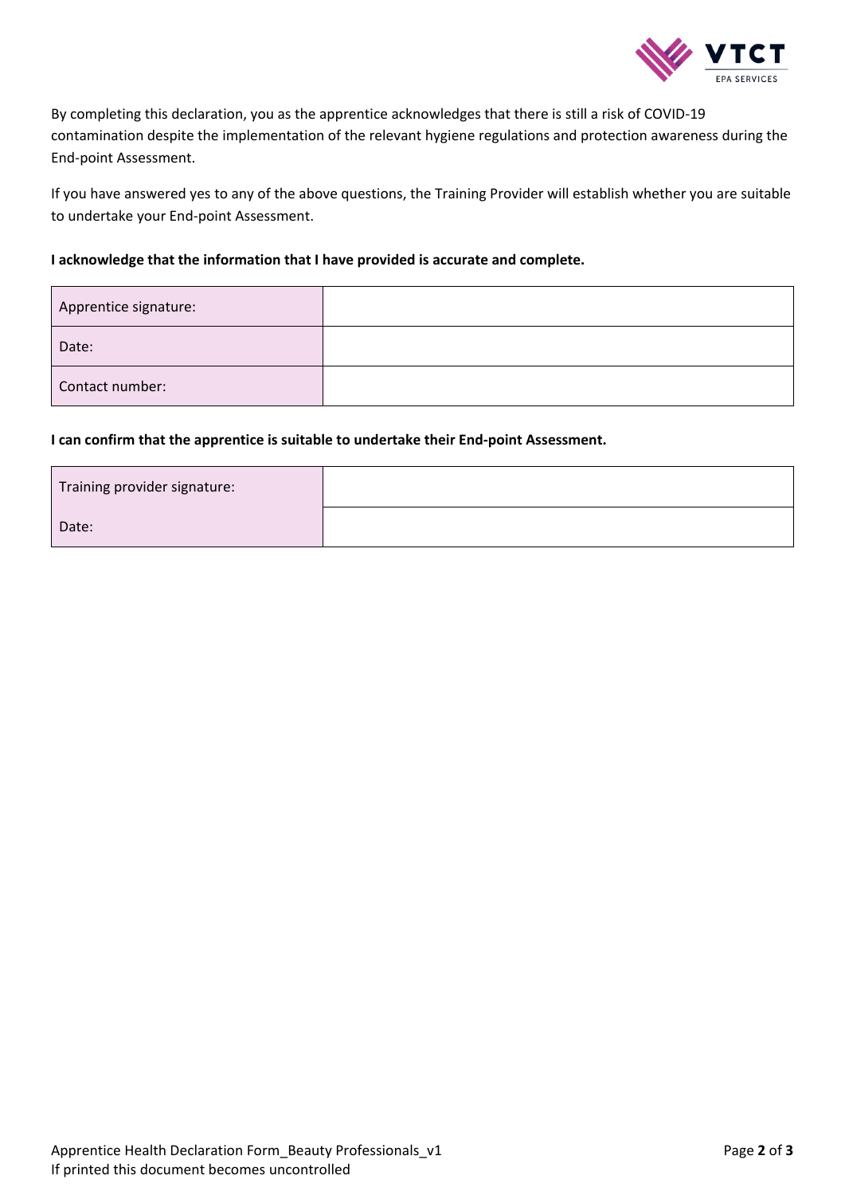By completing this declaration, you as the apprentice acknowledges that there is still a risk of COVID-19 contamination despite the implementation of the relevant hygiene regulations and protection awareness during the End-point Assessment.

If you have answered yes to any of the above questions, the Training Provider will establish whether you are suitable to undertake your End-point Assessment.

**I acknowledge that the information that I have provided is accurate and complete.**

| | |
|---|---|
| Apprentice signature: | |
| Date: | |
| Contact number: | |

**I can confirm that the apprentice is suitable to undertake their End-point Assessment.**

| | |
|---|---|
| Training provider signature: | |
| Date: | |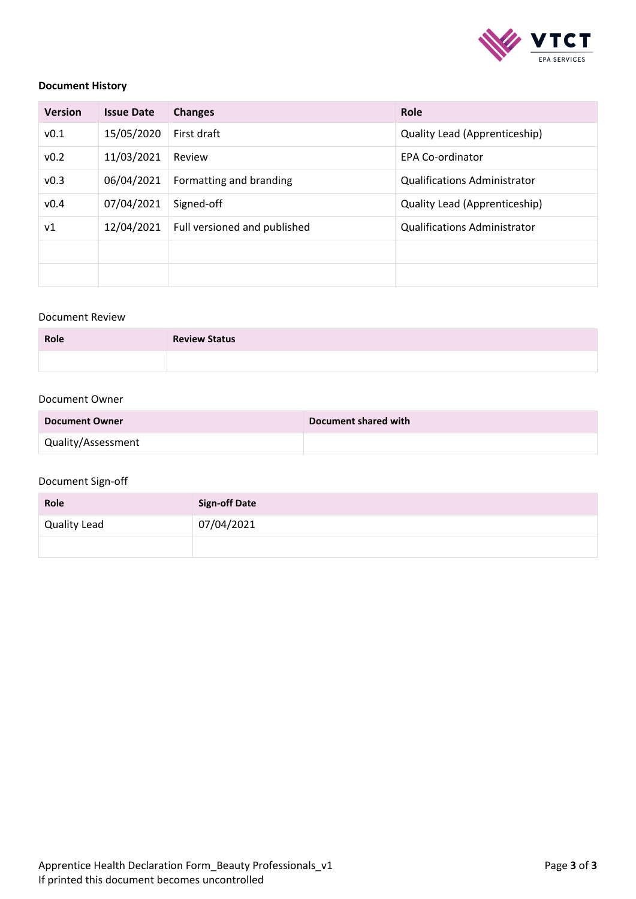**Document History**

| Version | Issue Date | Changes | Role |
|---|---|---|---|
| v0.1 | 15/05/2020 | First draft | Quality Lead (Apprenticeship) |
| v0.2 | 11/03/2021 | Review | EPA Co-ordinator |
| v0.3 | 06/04/2021 | Formatting and branding | Qualifications Administrator |
| v0.4 | 07/04/2021 | Signed-off | Quality Lead (Apprenticeship) |
| v1 | 12/04/2021 | Full versioned and published | Qualifications Administrator |
| | | | |
| | | | |

Document Review

| Role | Review Status |
|---|---|
| | |

Document Owner

| Document Owner | Document shared with |
|---|---|
| Quality/Assessment | |

Document Sign-off

| Role | Sign-off Date |
|---|---|
| Quality Lead | 07/04/2021 |
| | |